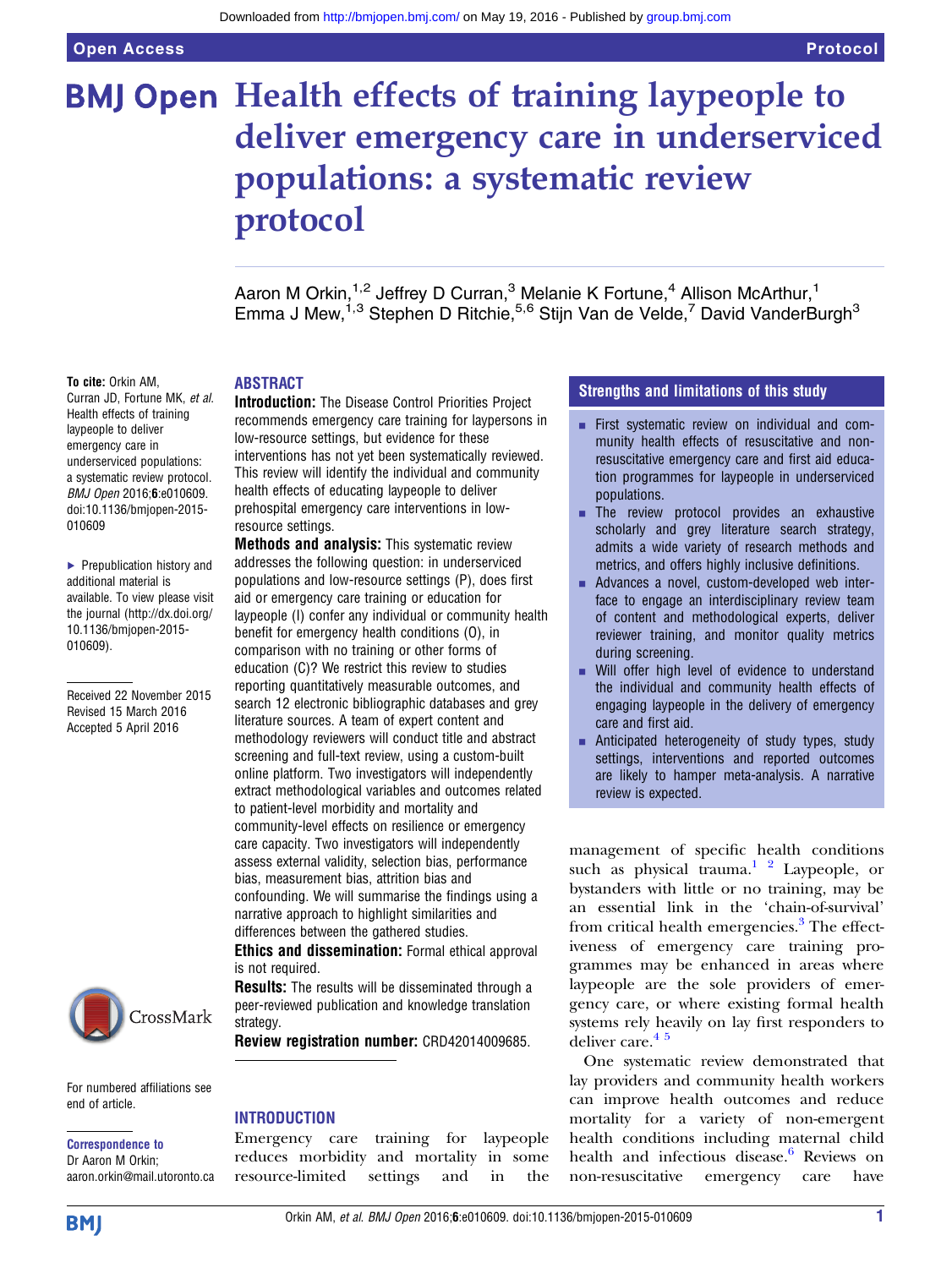# Health effects of training laypeople to deliver emergency care in underserviced populations: a systematic review protocol

Aaron M Orkin,[1,2] Jeffrey D Curran,[3] Melanie K Fortune,[4] Allison McArthur,[1] Emma J Mew,[1,3] Stephen D Ritchie,[5,6] Stijn Van de Velde,[7] David VanderBurgh[3]

**To cite:** Orkin AM, Curran JD, Fortune MK, *et al*. Health effects of training laypeople to deliver emergency care in underserviced populations: a systematic review protocol. *BMJ Open* 2016;**6**:e010609. doi:10.1136/bmjopen-2015-010609

▸ Prepublication history and additional material is available. To view please visit the journal (http://dx.doi.org/10.1136/bmjopen-2015-010609).

Received 22 November 2015
Revised 15 March 2016
Accepted 5 April 2016

For numbered affiliations see end of article.

**Correspondence to**
Dr Aaron M Orkin; aaron.orkin@mail.utoronto.ca

## ABSTRACT

**Introduction:** The Disease Control Priorities Project recommends emergency care training for laypersons in low-resource settings, but evidence for these interventions has not yet been systematically reviewed. This review will identify the individual and community health effects of educating laypeople to deliver prehospital emergency care interventions in low-resource settings.

**Methods and analysis:** This systematic review addresses the following question: in underserviced populations and low-resource settings (P), does first aid or emergency care training or education for laypeople (I) confer any individual or community health benefit for emergency health conditions (O), in comparison with no training or other forms of education (C)? We restrict this review to studies reporting quantitatively measurable outcomes, and search 12 electronic bibliographic databases and grey literature sources. A team of expert content and methodology reviewers will conduct title and abstract screening and full-text review, using a custom-built online platform. Two investigators will independently extract methodological variables and outcomes related to patient-level morbidity and mortality and community-level effects on resilience or emergency care capacity. Two investigators will independently assess external validity, selection bias, performance bias, measurement bias, attrition bias and confounding. We will summarise the findings using a narrative approach to highlight similarities and differences between the gathered studies.

**Ethics and dissemination:** Formal ethical approval is not required.

**Results:** The results will be disseminated through a peer-reviewed publication and knowledge translation strategy.

**Review registration number:** CRD42014009685.

## Strengths and limitations of this study

- First systematic review on individual and community health effects of resuscitative and non-resuscitative emergency care and first aid education programmes for laypeople in underserviced populations.
- The review protocol provides an exhaustive scholarly and grey literature search strategy, admits a wide variety of research methods and metrics, and offers highly inclusive definitions.
- Advances a novel, custom-developed web interface to engage an interdisciplinary review team of content and methodological experts, deliver reviewer training, and monitor quality metrics during screening.
- Will offer high level of evidence to understand the individual and community health effects of engaging laypeople in the delivery of emergency care and first aid.
- Anticipated heterogeneity of study types, study settings, interventions and reported outcomes are likely to hamper meta-analysis. A narrative review is expected.

## INTRODUCTION

Emergency care training for laypeople reduces morbidity and mortality in some resource-limited settings and in the management of specific health conditions such as physical trauma.[1,2] Laypeople, or bystanders with little or no training, may be an essential link in the 'chain-of-survival' from critical health emergencies.[3] The effectiveness of emergency care training programmes may be enhanced in areas where laypeople are the sole providers of emergency care, or where existing formal health systems rely heavily on lay first responders to deliver care.[4,5]

One systematic review demonstrated that lay providers and community health workers can improve health outcomes and reduce mortality for a variety of non-emergent health conditions including maternal child health and infectious disease.[6] Reviews on non-resuscitative emergency care have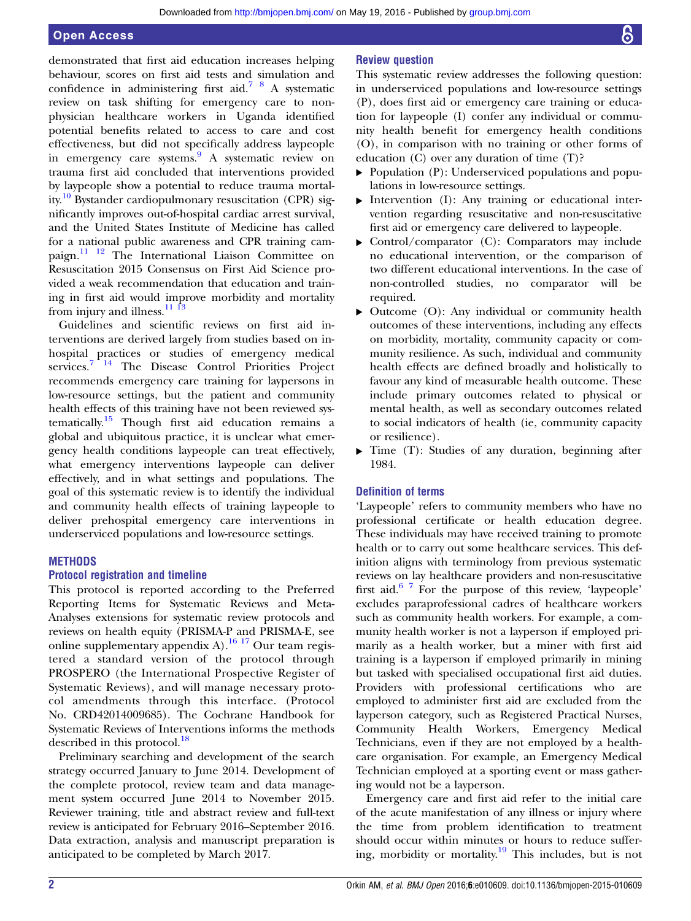demonstrated that first aid education increases helping behaviour, scores on first aid tests and simulation and confidence in administering first aid.[7 8] A systematic review on task shifting for emergency care to non-physician healthcare workers in Uganda identified potential benefits related to access to care and cost effectiveness, but did not specifically address laypeople in emergency care systems.[9] A systematic review on trauma first aid concluded that interventions provided by laypeople show a potential to reduce trauma mortality.[10] Bystander cardiopulmonary resuscitation (CPR) significantly improves out-of-hospital cardiac arrest survival, and the United States Institute of Medicine has called for a national public awareness and CPR training campaign.[11 12] The International Liaison Committee on Resuscitation 2015 Consensus on First Aid Science provided a weak recommendation that education and training in first aid would improve morbidity and mortality from injury and illness.[11 13]

Guidelines and scientific reviews on first aid interventions are derived largely from studies based on in-hospital practices or studies of emergency medical services.[7 14] The Disease Control Priorities Project recommends emergency care training for laypersons in low-resource settings, but the patient and community health effects of this training have not been reviewed systematically.[15] Though first aid education remains a global and ubiquitous practice, it is unclear what emergency health conditions laypeople can treat effectively, what emergency interventions laypeople can deliver effectively, and in what settings and populations. The goal of this systematic review is to identify the individual and community health effects of training laypeople to deliver prehospital emergency care interventions in underserviced populations and low-resource settings.

## METHODS

### Protocol registration and timeline

This protocol is reported according to the Preferred Reporting Items for Systematic Reviews and Meta-Analyses extensions for systematic review protocols and reviews on health equity (PRISMA-P and PRISMA-E, see online supplementary appendix A).[16 17] Our team registered a standard version of the protocol through PROSPERO (the International Prospective Register of Systematic Reviews), and will manage necessary protocol amendments through this interface. (Protocol No. CRD42014009685). The Cochrane Handbook for Systematic Reviews of Interventions informs the methods described in this protocol.[18]

Preliminary searching and development of the search strategy occurred January to June 2014. Development of the complete protocol, review team and data management system occurred June 2014 to November 2015. Reviewer training, title and abstract review and full-text review is anticipated for February 2016–September 2016. Data extraction, analysis and manuscript preparation is anticipated to be completed by March 2017.

### Review question

This systematic review addresses the following question: in underserviced populations and low-resource settings (P), does first aid or emergency care training or education for laypeople (I) confer any individual or community health benefit for emergency health conditions (O), in comparison with no training or other forms of education (C) over any duration of time (T)?

- Population (P): Underserviced populations and populations in low-resource settings.
- Intervention (I): Any training or educational intervention regarding resuscitative and non-resuscitative first aid or emergency care delivered to laypeople.
- Control/comparator (C): Comparators may include no educational intervention, or the comparison of two different educational interventions. In the case of non-controlled studies, no comparator will be required.
- Outcome (O): Any individual or community health outcomes of these interventions, including any effects on morbidity, mortality, community capacity or community resilience. As such, individual and community health effects are defined broadly and holistically to favour any kind of measurable health outcome. These include primary outcomes related to physical or mental health, as well as secondary outcomes related to social indicators of health (ie, community capacity or resilience).
- Time (T): Studies of any duration, beginning after 1984.

### Definition of terms

'Laypeople' refers to community members who have no professional certificate or health education degree. These individuals may have received training to promote health or to carry out some healthcare services. This definition aligns with terminology from previous systematic reviews on lay healthcare providers and non-resuscitative first aid.[6 7] For the purpose of this review, 'laypeople' excludes paraprofessional cadres of healthcare workers such as community health workers. For example, a community health worker is not a layperson if employed primarily as a health worker, but a miner with first aid training is a layperson if employed primarily in mining but tasked with specialised occupational first aid duties. Providers with professional certifications who are employed to administer first aid are excluded from the layperson category, such as Registered Practical Nurses, Community Health Workers, Emergency Medical Technicians, even if they are not employed by a healthcare organisation. For example, an Emergency Medical Technician employed at a sporting event or mass gathering would not be a layperson.

Emergency care and first aid refer to the initial care of the acute manifestation of any illness or injury where the time from problem identification to treatment should occur within minutes or hours to reduce suffering, morbidity or mortality.[19] This includes, but is not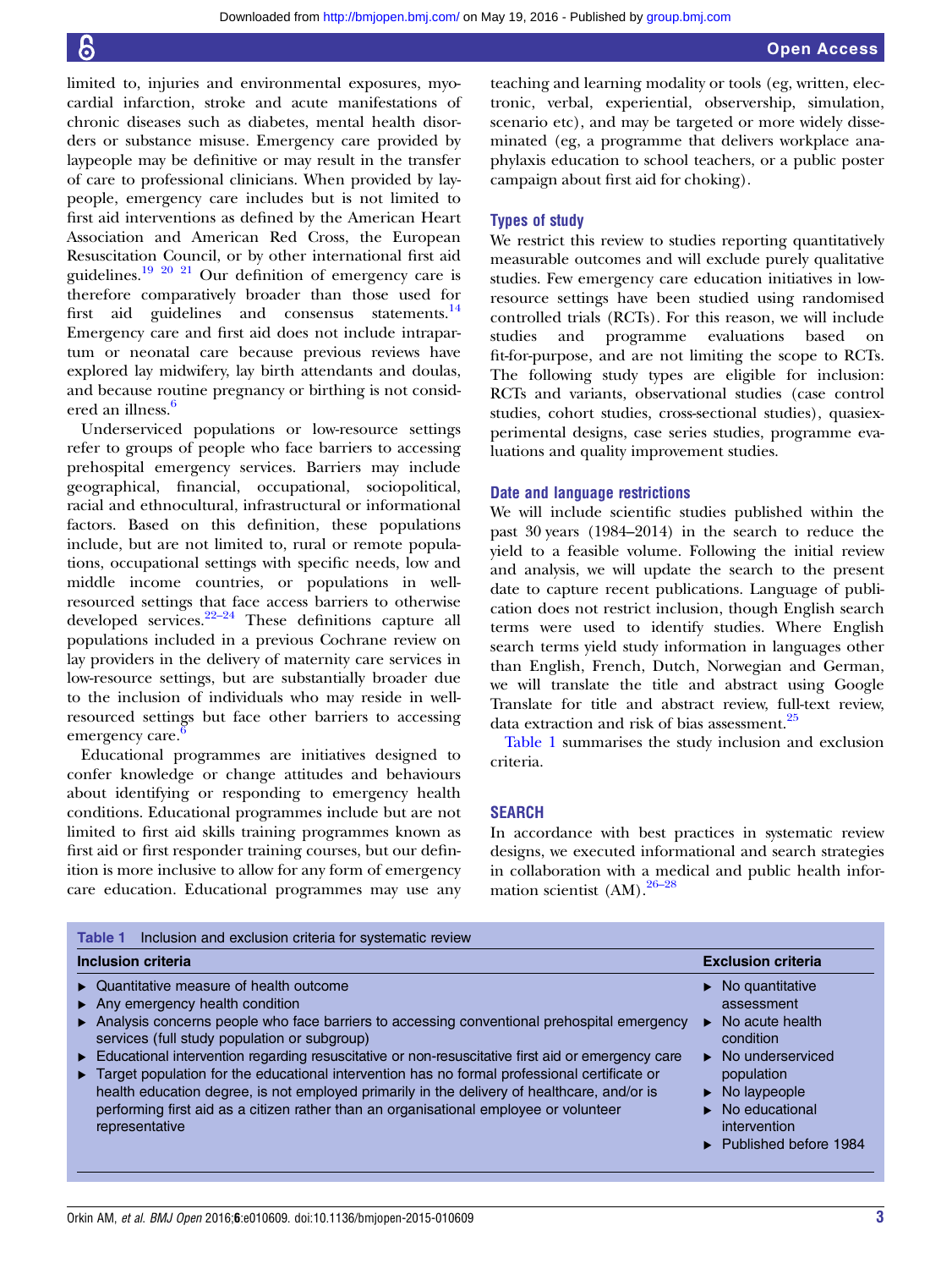limited to, injuries and environmental exposures, myocardial infarction, stroke and acute manifestations of chronic diseases such as diabetes, mental health disorders or substance misuse. Emergency care provided by laypeople may be definitive or may result in the transfer of care to professional clinicians. When provided by laypeople, emergency care includes but is not limited to first aid interventions as defined by the American Heart Association and American Red Cross, the European Resuscitation Council, or by other international first aid guidelines.[19 20 21] Our definition of emergency care is therefore comparatively broader than those used for first aid guidelines and consensus statements.[14] Emergency care and first aid does not include intrapartum or neonatal care because previous reviews have explored lay midwifery, lay birth attendants and doulas, and because routine pregnancy or birthing is not considered an illness.[6]

Underserviced populations or low-resource settings refer to groups of people who face barriers to accessing prehospital emergency services. Barriers may include geographical, financial, occupational, sociopolitical, racial and ethnocultural, infrastructural or informational factors. Based on this definition, these populations include, but are not limited to, rural or remote populations, occupational settings with specific needs, low and middle income countries, or populations in well-resourced settings that face access barriers to otherwise developed services.[22–24] These definitions capture all populations included in a previous Cochrane review on lay providers in the delivery of maternity care services in low-resource settings, but are substantially broader due to the inclusion of individuals who may reside in well-resourced settings but face other barriers to accessing emergency care.[6]

Educational programmes are initiatives designed to confer knowledge or change attitudes and behaviours about identifying or responding to emergency health conditions. Educational programmes include but are not limited to first aid skills training programmes known as first aid or first responder training courses, but our definition is more inclusive to allow for any form of emergency care education. Educational programmes may use any teaching and learning modality or tools (eg, written, electronic, verbal, experiential, observership, simulation, scenario etc), and may be targeted or more widely disseminated (eg, a programme that delivers workplace anaphylaxis education to school teachers, or a public poster campaign about first aid for choking).

### Types of study

We restrict this review to studies reporting quantitatively measurable outcomes and will exclude purely qualitative studies. Few emergency care education initiatives in low-resource settings have been studied using randomised controlled trials (RCTs). For this reason, we will include studies and programme evaluations based on fit-for-purpose, and are not limiting the scope to RCTs. The following study types are eligible for inclusion: RCTs and variants, observational studies (case control studies, cohort studies, cross-sectional studies), quasiexperimental designs, case series studies, programme evaluations and quality improvement studies.

### Date and language restrictions

We will include scientific studies published within the past 30 years (1984–2014) in the search to reduce the yield to a feasible volume. Following the initial review and analysis, we will update the search to the present date to capture recent publications. Language of publication does not restrict inclusion, though English search terms were used to identify studies. Where English search terms yield study information in languages other than English, French, Dutch, Norwegian and German, we will translate the title and abstract using Google Translate for title and abstract review, full-text review, data extraction and risk of bias assessment.[25]

Table 1 summarises the study inclusion and exclusion criteria.

## SEARCH

In accordance with best practices in systematic review designs, we executed informational and search strategies in collaboration with a medical and public health information scientist (AM).[26–28]

**Table 1** Inclusion and exclusion criteria for systematic review

| Inclusion criteria | Exclusion criteria |
|---|---|
| ▸ Quantitative measure of health outcome<br>▸ Any emergency health condition<br>▸ Analysis concerns people who face barriers to accessing conventional prehospital emergency services (full study population or subgroup)<br>▸ Educational intervention regarding resuscitative or non-resuscitative first aid or emergency care<br>▸ Target population for the educational intervention has no formal professional certificate or health education degree, is not employed primarily in the delivery of healthcare, and/or is performing first aid as a citizen rather than an organisational employee or volunteer representative | ▸ No quantitative assessment<br>▸ No acute health condition<br>▸ No underserviced population<br>▸ No laypeople<br>▸ No educational intervention<br>▸ Published before 1984 |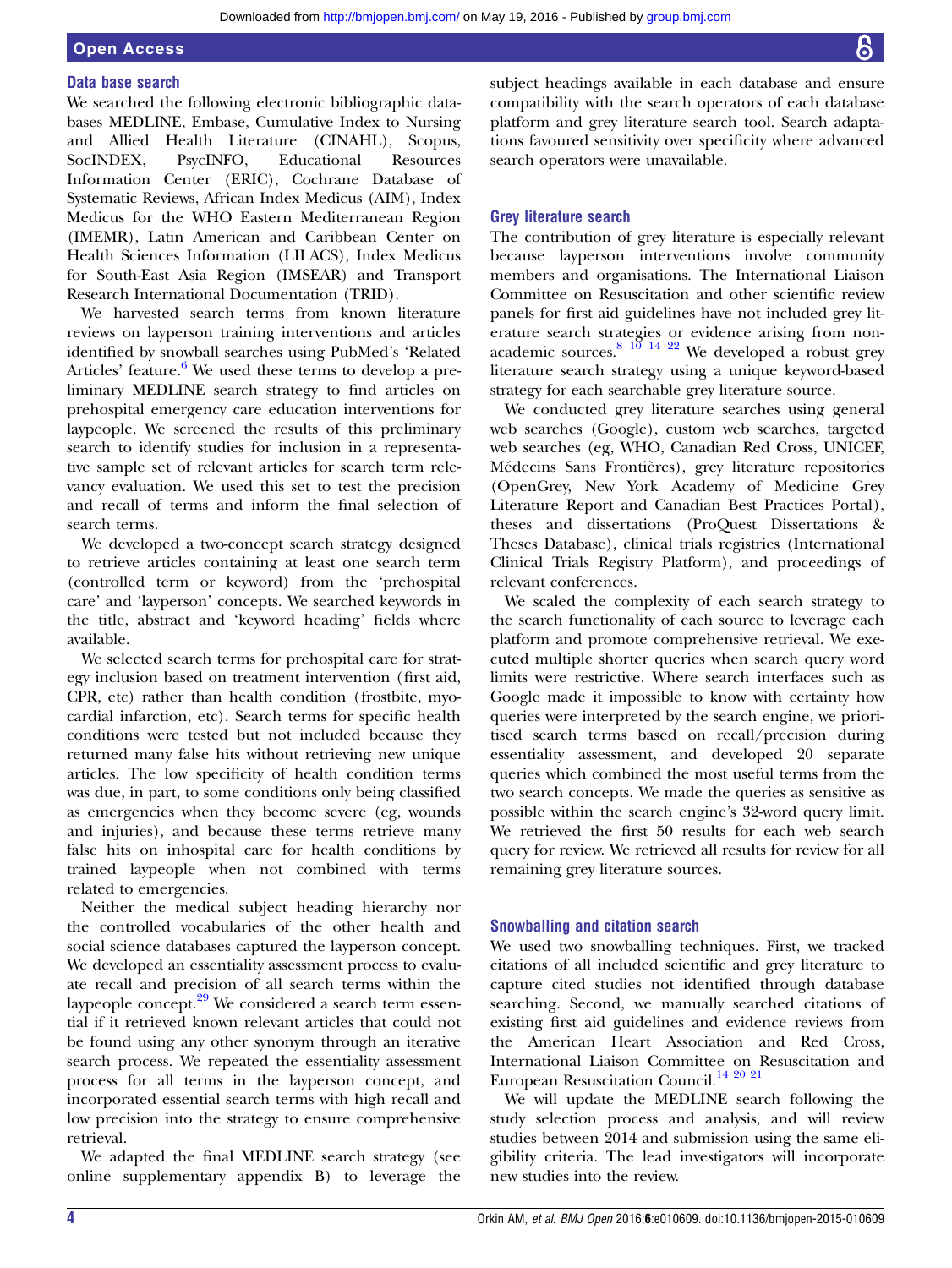### Data base search

We searched the following electronic bibliographic databases MEDLINE, Embase, Cumulative Index to Nursing and Allied Health Literature (CINAHL), Scopus, SocINDEX, PsycINFO, Educational Resources Information Center (ERIC), Cochrane Database of Systematic Reviews, African Index Medicus (AIM), Index Medicus for the WHO Eastern Mediterranean Region (IMEMR), Latin American and Caribbean Center on Health Sciences Information (LILACS), Index Medicus for South-East Asia Region (IMSEAR) and Transport Research International Documentation (TRID).

We harvested search terms from known literature reviews on layperson training interventions and articles identified by snowball searches using PubMed's 'Related Articles' feature.[6] We used these terms to develop a preliminary MEDLINE search strategy to find articles on prehospital emergency care education interventions for laypeople. We screened the results of this preliminary search to identify studies for inclusion in a representative sample set of relevant articles for search term relevancy evaluation. We used this set to test the precision and recall of terms and inform the final selection of search terms.

We developed a two-concept search strategy designed to retrieve articles containing at least one search term (controlled term or keyword) from the 'prehospital care' and 'layperson' concepts. We searched keywords in the title, abstract and 'keyword heading' fields where available.

We selected search terms for prehospital care for strategy inclusion based on treatment intervention (first aid, CPR, etc) rather than health condition (frostbite, myocardial infarction, etc). Search terms for specific health conditions were tested but not included because they returned many false hits without retrieving new unique articles. The low specificity of health condition terms was due, in part, to some conditions only being classified as emergencies when they become severe (eg, wounds and injuries), and because these terms retrieve many false hits on inhospital care for health conditions by trained laypeople when not combined with terms related to emergencies.

Neither the medical subject heading hierarchy nor the controlled vocabularies of the other health and social science databases captured the layperson concept. We developed an essentiality assessment process to evaluate recall and precision of all search terms within the laypeople concept.[29] We considered a search term essential if it retrieved known relevant articles that could not be found using any other synonym through an iterative search process. We repeated the essentiality assessment process for all terms in the layperson concept, and incorporated essential search terms with high recall and low precision into the strategy to ensure comprehensive retrieval.

We adapted the final MEDLINE search strategy (see online supplementary appendix B) to leverage the subject headings available in each database and ensure compatibility with the search operators of each database platform and grey literature search tool. Search adaptations favoured sensitivity over specificity where advanced search operators were unavailable.

### Grey literature search

The contribution of grey literature is especially relevant because layperson interventions involve community members and organisations. The International Liaison Committee on Resuscitation and other scientific review panels for first aid guidelines have not included grey literature search strategies or evidence arising from non-academic sources.[8,10,14,22] We developed a robust grey literature search strategy using a unique keyword-based strategy for each searchable grey literature source.

We conducted grey literature searches using general web searches (Google), custom web searches, targeted web searches (eg, WHO, Canadian Red Cross, UNICEF, Médecins Sans Frontières), grey literature repositories (OpenGrey, New York Academy of Medicine Grey Literature Report and Canadian Best Practices Portal), theses and dissertations (ProQuest Dissertations & Theses Database), clinical trials registries (International Clinical Trials Registry Platform), and proceedings of relevant conferences.

We scaled the complexity of each search strategy to the search functionality of each source to leverage each platform and promote comprehensive retrieval. We executed multiple shorter queries when search query word limits were restrictive. Where search interfaces such as Google made it impossible to know with certainty how queries were interpreted by the search engine, we prioritised search terms based on recall/precision during essentiality assessment, and developed 20 separate queries which combined the most useful terms from the two search concepts. We made the queries as sensitive as possible within the search engine's 32-word query limit. We retrieved the first 50 results for each web search query for review. We retrieved all results for review for all remaining grey literature sources.

### Snowballing and citation search

We used two snowballing techniques. First, we tracked citations of all included scientific and grey literature to capture cited studies not identified through database searching. Second, we manually searched citations of existing first aid guidelines and evidence reviews from the American Heart Association and Red Cross, International Liaison Committee on Resuscitation and European Resuscitation Council.[14,20,21]

We will update the MEDLINE search following the study selection process and analysis, and will review studies between 2014 and submission using the same eligibility criteria. The lead investigators will incorporate new studies into the review.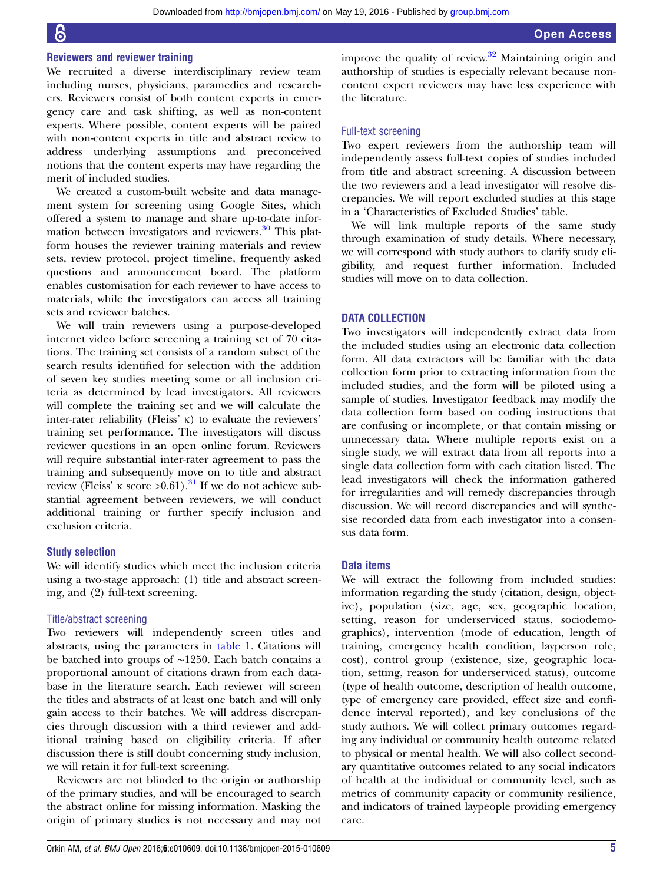### Reviewers and reviewer training

We recruited a diverse interdisciplinary review team including nurses, physicians, paramedics and researchers. Reviewers consist of both content experts in emergency care and task shifting, as well as non-content experts. Where possible, content experts will be paired with non-content experts in title and abstract review to address underlying assumptions and preconceived notions that the content experts may have regarding the merit of included studies.

We created a custom-built website and data management system for screening using Google Sites, which offered a system to manage and share up-to-date information between investigators and reviewers.[30] This platform houses the reviewer training materials and review sets, review protocol, project timeline, frequently asked questions and announcement board. The platform enables customisation for each reviewer to have access to materials, while the investigators can access all training sets and reviewer batches.

We will train reviewers using a purpose-developed internet video before screening a training set of 70 citations. The training set consists of a random subset of the search results identified for selection with the addition of seven key studies meeting some or all inclusion criteria as determined by lead investigators. All reviewers will complete the training set and we will calculate the inter-rater reliability (Fleiss' κ) to evaluate the reviewers' training set performance. The investigators will discuss reviewer questions in an open online forum. Reviewers will require substantial inter-rater agreement to pass the training and subsequently move on to title and abstract review (Fleiss' κ score >0.61).[31] If we do not achieve substantial agreement between reviewers, we will conduct additional training or further specify inclusion and exclusion criteria.

### Study selection

We will identify studies which meet the inclusion criteria using a two-stage approach: (1) title and abstract screening, and (2) full-text screening.

#### Title/abstract screening

Two reviewers will independently screen titles and abstracts, using the parameters in table 1. Citations will be batched into groups of ~1250. Each batch contains a proportional amount of citations drawn from each database in the literature search. Each reviewer will screen the titles and abstracts of at least one batch and will only gain access to their batches. We will address discrepancies through discussion with a third reviewer and additional training based on eligibility criteria. If after discussion there is still doubt concerning study inclusion, we will retain it for full-text screening.

Reviewers are not blinded to the origin or authorship of the primary studies, and will be encouraged to search the abstract online for missing information. Masking the origin of primary studies is not necessary and may not improve the quality of review.[32] Maintaining origin and authorship of studies is especially relevant because non-content expert reviewers may have less experience with the literature.

#### Full-text screening

Two expert reviewers from the authorship team will independently assess full-text copies of studies included from title and abstract screening. A discussion between the two reviewers and a lead investigator will resolve discrepancies. We will report excluded studies at this stage in a 'Characteristics of Excluded Studies' table.

We will link multiple reports of the same study through examination of study details. Where necessary, we will correspond with study authors to clarify study eligibility, and request further information. Included studies will move on to data collection.

## DATA COLLECTION

Two investigators will independently extract data from the included studies using an electronic data collection form. All data extractors will be familiar with the data collection form prior to extracting information from the included studies, and the form will be piloted using a sample of studies. Investigator feedback may modify the data collection form based on coding instructions that are confusing or incomplete, or that contain missing or unnecessary data. Where multiple reports exist on a single study, we will extract data from all reports into a single data collection form with each citation listed. The lead investigators will check the information gathered for irregularities and will remedy discrepancies through discussion. We will record discrepancies and will synthesise recorded data from each investigator into a consensus data form.

### Data items

We will extract the following from included studies: information regarding the study (citation, design, objective), population (size, age, sex, geographic location, setting, reason for underserviced status, sociodemographics), intervention (mode of education, length of training, emergency health condition, layperson role, cost), control group (existence, size, geographic location, setting, reason for underserviced status), outcome (type of health outcome, description of health outcome, type of emergency care provided, effect size and confidence interval reported), and key conclusions of the study authors. We will collect primary outcomes regarding any individual or community health outcome related to physical or mental health. We will also collect secondary quantitative outcomes related to any social indicators of health at the individual or community level, such as metrics of community capacity or community resilience, and indicators of trained laypeople providing emergency care.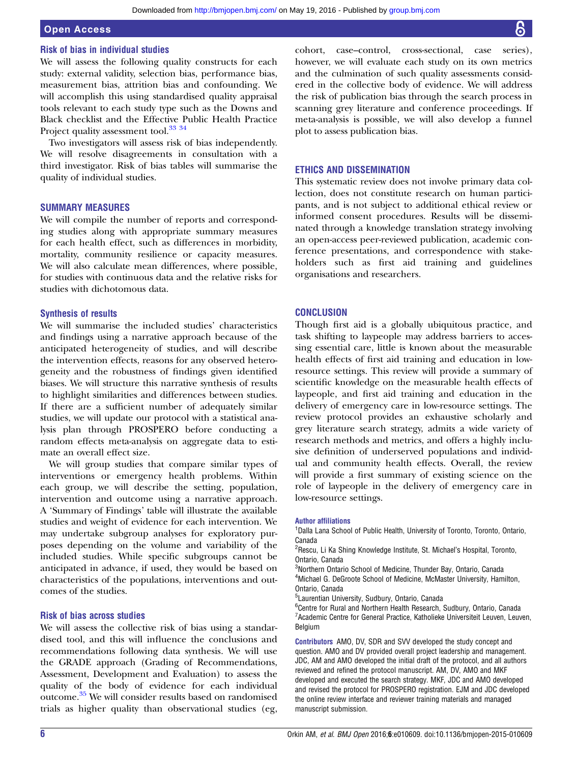### Risk of bias in individual studies

We will assess the following quality constructs for each study: external validity, selection bias, performance bias, measurement bias, attrition bias and confounding. We will accomplish this using standardised quality appraisal tools relevant to each study type such as the Downs and Black checklist and the Effective Public Health Practice Project quality assessment tool.[33 34]

Two investigators will assess risk of bias independently. We will resolve disagreements in consultation with a third investigator. Risk of bias tables will summarise the quality of individual studies.

## SUMMARY MEASURES

We will compile the number of reports and corresponding studies along with appropriate summary measures for each health effect, such as differences in morbidity, mortality, community resilience or capacity measures. We will also calculate mean differences, where possible, for studies with continuous data and the relative risks for studies with dichotomous data.

### Synthesis of results

We will summarise the included studies' characteristics and findings using a narrative approach because of the anticipated heterogeneity of studies, and will describe the intervention effects, reasons for any observed heterogeneity and the robustness of findings given identified biases. We will structure this narrative synthesis of results to highlight similarities and differences between studies. If there are a sufficient number of adequately similar studies, we will update our protocol with a statistical analysis plan through PROSPERO before conducting a random effects meta-analysis on aggregate data to estimate an overall effect size.

We will group studies that compare similar types of interventions or emergency health problems. Within each group, we will describe the setting, population, intervention and outcome using a narrative approach. A 'Summary of Findings' table will illustrate the available studies and weight of evidence for each intervention. We may undertake subgroup analyses for exploratory purposes depending on the volume and variability of the included studies. While specific subgroups cannot be anticipated in advance, if used, they would be based on characteristics of the populations, interventions and outcomes of the studies.

### Risk of bias across studies

We will assess the collective risk of bias using a standardised tool, and this will influence the conclusions and recommendations following data synthesis. We will use the GRADE approach (Grading of Recommendations, Assessment, Development and Evaluation) to assess the quality of the body of evidence for each individual outcome.[35] We will consider results based on randomised trials as higher quality than observational studies (eg, cohort, case–control, cross-sectional, case series), however, we will evaluate each study on its own metrics and the culmination of such quality assessments considered in the collective body of evidence. We will address the risk of publication bias through the search process in scanning grey literature and conference proceedings. If meta-analysis is possible, we will also develop a funnel plot to assess publication bias.

## ETHICS AND DISSEMINATION

This systematic review does not involve primary data collection, does not constitute research on human participants, and is not subject to additional ethical review or informed consent procedures. Results will be disseminated through a knowledge translation strategy involving an open-access peer-reviewed publication, academic conference presentations, and correspondence with stakeholders such as first aid training and guidelines organisations and researchers.

## CONCLUSION

Though first aid is a globally ubiquitous practice, and task shifting to laypeople may address barriers to accessing essential care, little is known about the measurable health effects of first aid training and education in low-resource settings. This review will provide a summary of scientific knowledge on the measurable health effects of laypeople, and first aid training and education in the delivery of emergency care in low-resource settings. The review protocol provides an exhaustive scholarly and grey literature search strategy, admits a wide variety of research methods and metrics, and offers a highly inclusive definition of underserved populations and individual and community health effects. Overall, the review will provide a first summary of existing science on the role of laypeople in the delivery of emergency care in low-resource settings.

**Author affiliations**

[1]Dalla Lana School of Public Health, University of Toronto, Toronto, Ontario, Canada
[2]Rescu, Li Ka Shing Knowledge Institute, St. Michael's Hospital, Toronto, Ontario, Canada
[3]Northern Ontario School of Medicine, Thunder Bay, Ontario, Canada
[4]Michael G. DeGroote School of Medicine, McMaster University, Hamilton, Ontario, Canada
[5]Laurentian University, Sudbury, Ontario, Canada
[6]Centre for Rural and Northern Health Research, Sudbury, Ontario, Canada
[7]Academic Centre for General Practice, Katholieke Universiteit Leuven, Leuven, Belgium

**Contributors** AMO, DV, SDR and SVV developed the study concept and question. AMO and DV provided overall project leadership and management. JDC, AM and AMO developed the initial draft of the protocol, and all authors reviewed and refined the protocol manuscript. AM, DV, AMO and MKF developed and executed the search strategy. MKF, JDC and AMO developed and revised the protocol for PROSPERO registration. EJM and JDC developed the online review interface and reviewer training materials and managed manuscript submission.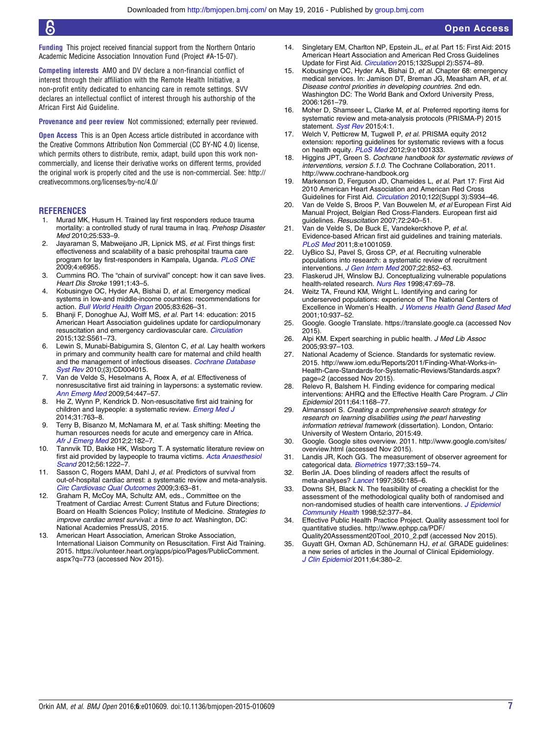**Funding** This project received financial support from the Northern Ontario Academic Medicine Association Innovation Fund (Project #A-15-07).

**Competing interests** AMO and DV declare a non-financial conflict of interest through their affiliation with the Remote Health Initiative, a non-profit entity dedicated to enhancing care in remote settings. SVV declares an intellectual conflict of interest through his authorship of the African First Aid Guideline.

**Provenance and peer review** Not commissioned; externally peer reviewed.

**Open Access** This is an Open Access article distributed in accordance with the Creative Commons Attribution Non Commercial (CC BY-NC 4.0) license, which permits others to distribute, remix, adapt, build upon this work non-commercially, and license their derivative works on different terms, provided the original work is properly cited and the use is non-commercial. See: http://creativecommons.org/licenses/by-nc/4.0/

## REFERENCES

1. Murad MK, Husum H. Trained lay first responders reduce trauma mortality: a controlled study of rural trauma in Iraq. *Prehosp Disaster Med* 2010;25:533–9.
2. Jayaraman S, Mabweijano JR, Lipnick MS, *et al*. First things first: effectiveness and scalability of a basic prehospital trauma care program for lay first-responders in Kampala, Uganda. *PLoS ONE* 2009;4:e6955.
3. Cummins RO. The "chain of survival" concept: how it can save lives. *Heart Dis Stroke* 1991;1:43–5.
4. Kobusingye OC, Hyder AA, Bishai D, *et al*. Emergency medical systems in low-and middle-income countries: recommendations for action. *Bull World Health Organ* 2005;83:626–31.
5. Bhanji F, Donoghue AJ, Wolff MS, *et al*. Part 14: education: 2015 American Heart Association guidelines update for cardiopulmonary resuscitation and emergency cardiovascular care. *Circulation* 2015;132:S561–73.
6. Lewin S, Munabi-Babigumira S, Glenton C, *et al*. Lay health workers in primary and community health care for maternal and child health and the management of infectious diseases. *Cochrane Database Syst Rev* 2010;(3):CD004015.
7. Van de Velde S, Heselmans A, Roex A, *et al*. Effectiveness of nonresuscitative first aid training in laypersons: a systematic review. *Ann Emerg Med* 2009;54:447–57.
8. He Z, Wynn P, Kendrick D. Non-resuscitative first aid training for children and laypeople: a systematic review. *Emerg Med J* 2014;31:763–8.
9. Terry B, Bisanzo M, McNamara M, *et al*. Task shifting: Meeting the human resources needs for acute and emergency care in Africa. *Afr J Emerg Med* 2012;2:182–7.
10. Tannvik TD, Bakke HK, Wisborg T. A systematic literature review on first aid provided by laypeople to trauma victims. *Acta Anaesthesiol Scand* 2012;56:1222–7.
11. Sasson C, Rogers MAM, Dahl J, *et al*. Predictors of survival from out-of-hospital cardiac arrest: a systematic review and meta-analysis. *Circ Cardiovasc Qual Outcomes* 2009;3:63–81.
12. Graham R, McCoy MA, Schultz AM, eds., Committee on the Treatment of Cardiac Arrest: Current Status and Future Directions; Board on Health Sciences Policy; Institute of Medicine. *Strategies to improve cardiac arrest survival: a time to act*. Washington, DC: National Academies PressUS, 2015.
13. American Heart Association, American Stroke Association, International Liaison Community on Resuscitation. First Aid Training. 2015. https://volunteer.heart.org/apps/pico/Pages/PublicComment.aspx?q=773 (accessed Nov 2015).
14. Singletary EM, Charlton NP, Epstein JL, *et al*. Part 15: First Aid: 2015 American Heart Association and American Red Cross Guidelines Update for First Aid. *Circulation* 2015;132Suppl 2):S574–89.
15. Kobusingye OC, Hyder AA, Bishai D, *et al*. Chapter 68: emergency medical services. In: Jamison DT, Breman JG, Measham AR, *et al*. *Disease control priorities in developing countries*. 2nd edn. Washington DC: The World Bank and Oxford University Press, 2006:1261–79.
16. Moher D, Shamseer L, Clarke M, *et al*. Preferred reporting items for systematic review and meta-analysis protocols (PRISMA-P) 2015 statement. *Syst Rev* 2015;4:1.
17. Welch V, Petticrew M, Tugwell P, *et al*. PRISMA equity 2012 extension: reporting guidelines for systematic reviews with a focus on health equity. *PLoS Med* 2012;9:e1001333.
18. Higgins JPT, Green S. *Cochrane handbook for systematic reviews of interventions, version 5.1.0*. The Cochrane Collaboration, 2011. http://www.cochrane-handbook.org
19. Markenson D, Ferguson JD, Chameides L, *et al*. Part 17: First Aid 2010 American Heart Association and American Red Cross Guidelines for First Aid. *Circulation* 2010;122(Suppl 3):S934–46.
20. Van de Velde S, Broos P, Van Bouwelen M, *et al* European First Aid Manual Project, Belgian Red Cross-Flanders. European first aid guidelines. *Resuscitation* 2007;72:240–51.
21. Van de Velde S, De Buck E, Vandekerckhove P, *et al*. Evidence-based African first aid guidelines and training materials. *PLoS Med* 2011;8:e1001059.
22. UyBico SJ, Pavel S, Gross CP, *et al*. Recruiting vulnerable populations into research: a systematic review of recruitment interventions. *J Gen Intern Med* 2007;22:852–63.
23. Flaskerud JH, Winslow BJ. Conceptualizing vulnerable populations health-related research. *Nurs Res* 1998;47:69–78.
24. Weitz TA, Freund KM, Wright L. Identifying and caring for underserved populations: experience of The National Centers of Excellence in Women's Health. *J Womens Health Gend Based Med* 2001;10:937–52.
25. Google. Google Translate. https://translate.google.ca (accessed Nov 2015).
26. Alpi KM. Expert searching in public health. *J Med Lib Assoc* 2005;93:97–103.
27. National Academy of Science. Standards for systematic review. 2015. http://www.iom.edu/Reports/2011/Finding-What-Works-in-Health-Care-Standards-for-Systematic-Reviews/Standards.aspx?page=2 (accessed Nov 2015).
28. Relevo R, Balshem H. Finding evidence for comparing medical interventions: AHRQ and the Effective Health Care Program. *J Clin Epidemiol* 2011;64:1168–77.
29. Almanssori S. *Creating a comprehensive search strategy for research on learning disabilities using the pearl harvesting information retrieval framework* (dissertation). London, Ontario: University of Western Ontario, 2015:49.
30. Google. Google sites overview. 2011. http://www.google.com/sites/overview.html (accessed Nov 2015).
31. Landis JR, Koch GG. The measurement of observer agreement for categorical data. *Biometrics* 1977;33:159–74.
32. Berlin JA. Does blinding of readers affect the results of meta-analyses? *Lancet* 1997;350:185–6.
33. Downs SH, Black N. The feasibility of creating a checklist for the assessment of the methodological quality both of randomised and non-randomised studies of health care interventions. *J Epidemiol Community Health* 1998;52:377–84.
34. Effective Public Health Practice Project. Quality assessment tool for quantitative studies. http://www.ephpp.ca/PDF/Quality20Assessment20Tool_2010_2.pdf (accessed Nov 2015).
35. Guyatt GH, Oxman AD, Schünemann HJ, *et al*. GRADE guidelines: a new series of articles in the Journal of Clinical Epidemiology. *J Clin Epidemiol* 2011;64:380–2.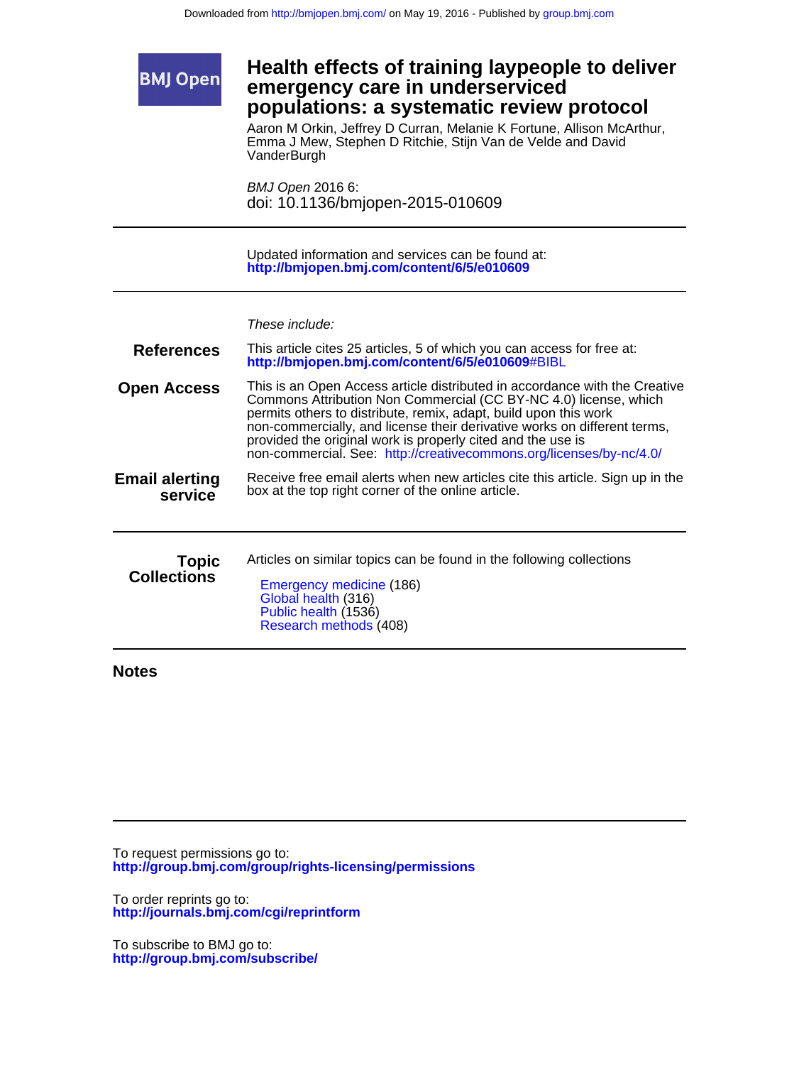Downloaded from http://bmjopen.bmj.com/ on May 19, 2016 - Published by group.bmj.com

BMJ Open

# Health effects of training laypeople to deliver emergency care in underserviced populations: a systematic review protocol

Aaron M Orkin, Jeffrey D Curran, Melanie K Fortune, Allison McArthur, Emma J Mew, Stephen D Ritchie, Stijn Van de Velde and David VanderBurgh

*BMJ Open* 2016 6:
doi: 10.1136/bmjopen-2015-010609

Updated information and services can be found at:
**http://bmjopen.bmj.com/content/6/5/e010609**

*These include:*

**References**

This article cites 25 articles, 5 of which you can access for free at:
**http://bmjopen.bmj.com/content/6/5/e010609**#BIBL

**Open Access**

This is an Open Access article distributed in accordance with the Creative Commons Attribution Non Commercial (CC BY-NC 4.0) license, which permits others to distribute, remix, adapt, build upon this work non-commercially, and license their derivative works on different terms, provided the original work is properly cited and the use is non-commercial. See: http://creativecommons.org/licenses/by-nc/4.0/

**Email alerting service**

Receive free email alerts when new articles cite this article. Sign up in the box at the top right corner of the online article.

**Topic Collections**

Articles on similar topics can be found in the following collections

- Emergency medicine (186)
- Global health (316)
- Public health (1536)
- Research methods (408)

## Notes

To request permissions go to:
**http://group.bmj.com/group/rights-licensing/permissions**

To order reprints go to:
**http://journals.bmj.com/cgi/reprintform**

To subscribe to BMJ go to:
**http://group.bmj.com/subscribe/**